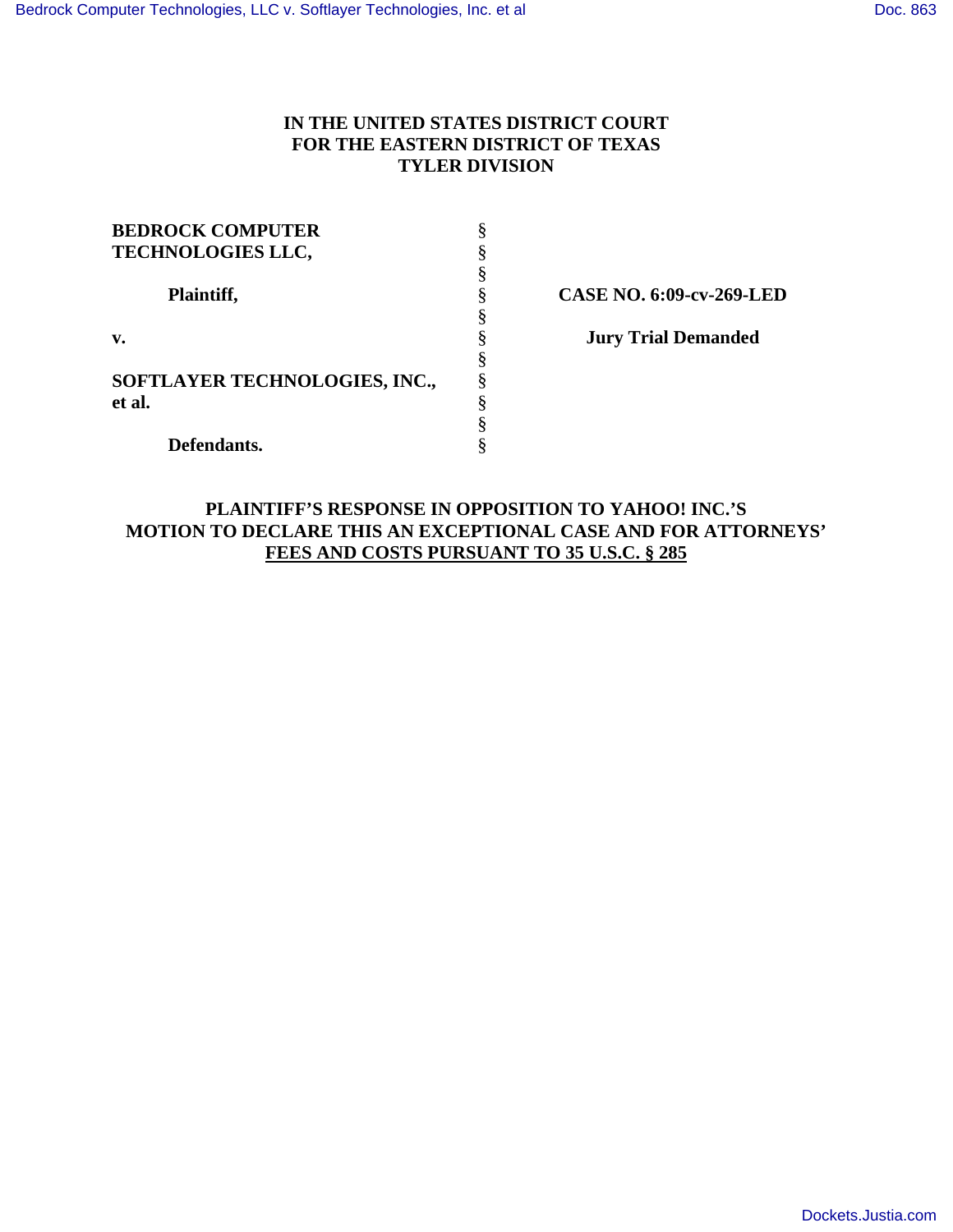**IN THE UNITED STATES DISTRICT COURT**
**FOR THE EASTERN DISTRICT OF TEXAS**
**TYLER DIVISION**

| | | |
|---|---|---|
| **BEDROCK COMPUTER TECHNOLOGIES LLC,** | § | |
| | § | |
| **Plaintiff,** | § | **CASE NO. 6:09-cv-269-LED** |
| | § | |
| **v.** | § | **Jury Trial Demanded** |
| | § | |
| **SOFTLAYER TECHNOLOGIES, INC., et al.** | § | |
| | § | |
| **Defendants.** | § | |

**PLAINTIFF'S RESPONSE IN OPPOSITION TO YAHOO! INC.'S MOTION TO DECLARE THIS AN EXCEPTIONAL CASE AND FOR ATTORNEYS' FEES AND COSTS PURSUANT TO 35 U.S.C. § 285**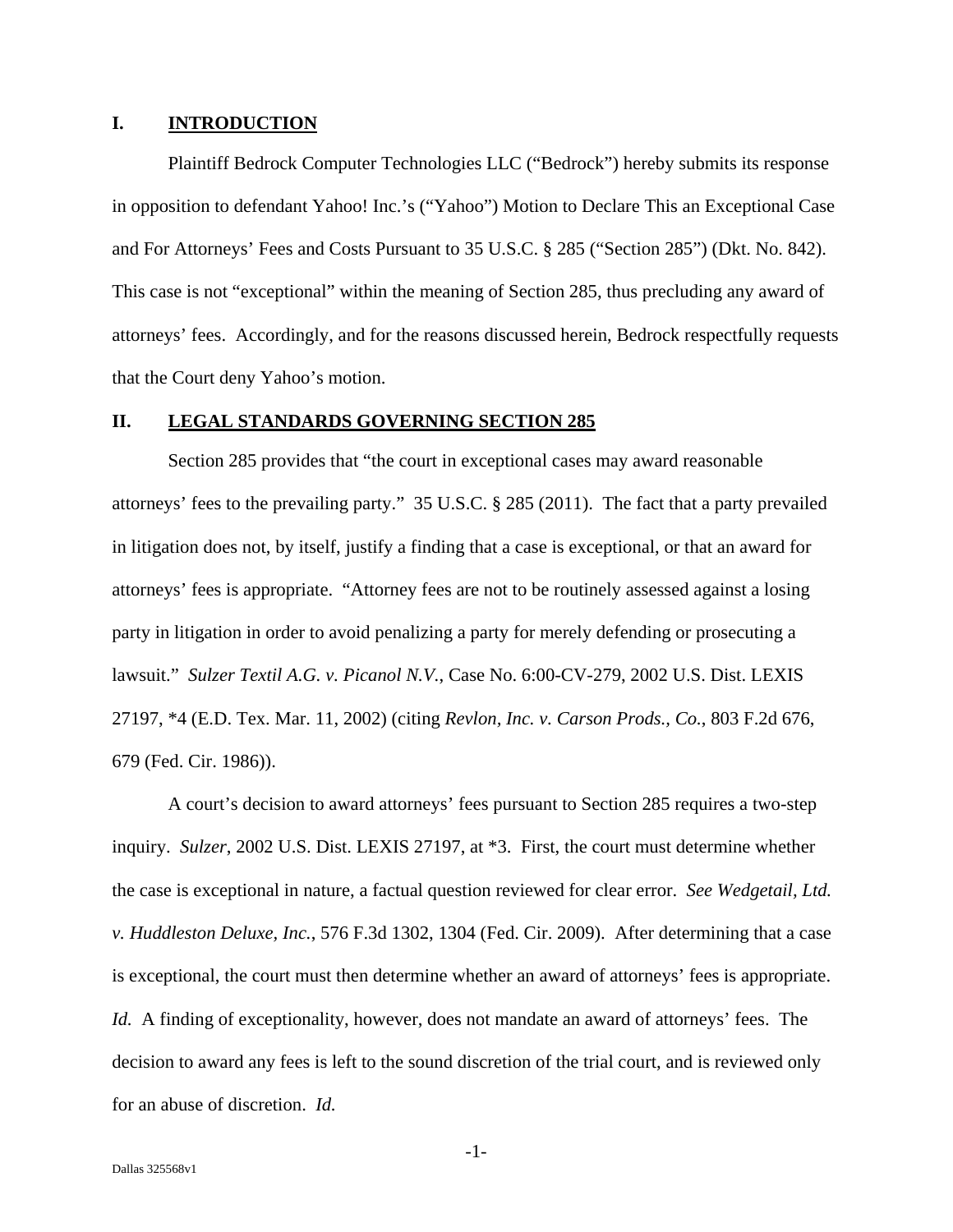## I. INTRODUCTION

Plaintiff Bedrock Computer Technologies LLC ("Bedrock") hereby submits its response in opposition to defendant Yahoo! Inc.'s ("Yahoo") Motion to Declare This an Exceptional Case and For Attorneys' Fees and Costs Pursuant to 35 U.S.C. § 285 ("Section 285") (Dkt. No. 842). This case is not "exceptional" within the meaning of Section 285, thus precluding any award of attorneys' fees. Accordingly, and for the reasons discussed herein, Bedrock respectfully requests that the Court deny Yahoo's motion.

## II. LEGAL STANDARDS GOVERNING SECTION 285

Section 285 provides that "the court in exceptional cases may award reasonable attorneys' fees to the prevailing party." 35 U.S.C. § 285 (2011). The fact that a party prevailed in litigation does not, by itself, justify a finding that a case is exceptional, or that an award for attorneys' fees is appropriate. "Attorney fees are not to be routinely assessed against a losing party in litigation in order to avoid penalizing a party for merely defending or prosecuting a lawsuit." *Sulzer Textil A.G. v. Picanol N.V.*, Case No. 6:00-CV-279, 2002 U.S. Dist. LEXIS 27197, *4 (E.D. Tex. Mar. 11, 2002) (citing *Revlon, Inc. v. Carson Prods., Co.*, 803 F.2d 676, 679 (Fed. Cir. 1986)).

A court's decision to award attorneys' fees pursuant to Section 285 requires a two-step inquiry. *Sulzer*, 2002 U.S. Dist. LEXIS 27197, at *3. First, the court must determine whether the case is exceptional in nature, a factual question reviewed for clear error. *See Wedgetail, Ltd. v. Huddleston Deluxe, Inc.*, 576 F.3d 1302, 1304 (Fed. Cir. 2009). After determining that a case is exceptional, the court must then determine whether an award of attorneys' fees is appropriate. *Id.* A finding of exceptionality, however, does not mandate an award of attorneys' fees. The decision to award any fees is left to the sound discretion of the trial court, and is reviewed only for an abuse of discretion. *Id.*

Dallas 325568v1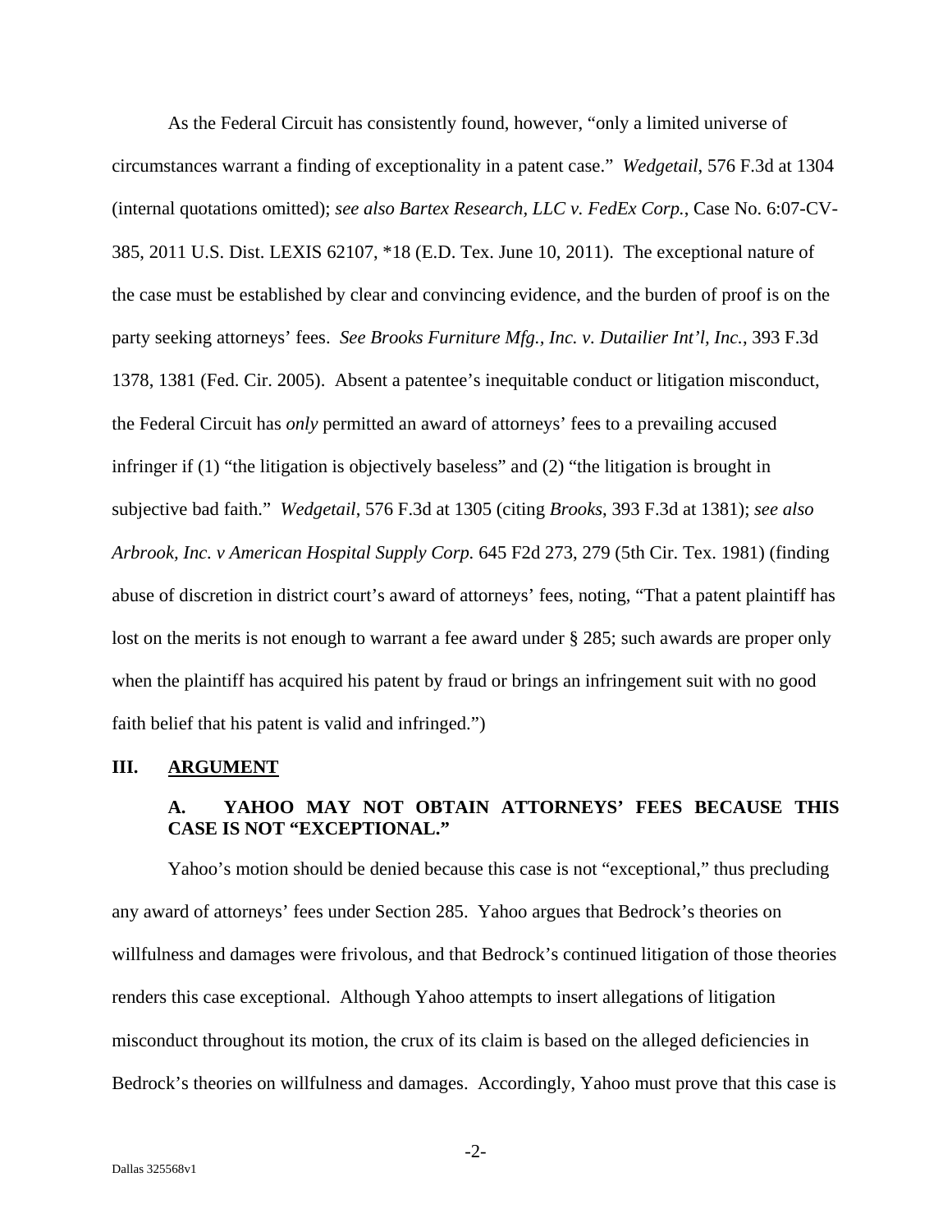As the Federal Circuit has consistently found, however, "only a limited universe of circumstances warrant a finding of exceptionality in a patent case." *Wedgetail*, 576 F.3d at 1304 (internal quotations omitted); *see also Bartex Research, LLC v. FedEx Corp.*, Case No. 6:07-CV-385, 2011 U.S. Dist. LEXIS 62107, *18 (E.D. Tex. June 10, 2011). The exceptional nature of the case must be established by clear and convincing evidence, and the burden of proof is on the party seeking attorneys' fees. *See Brooks Furniture Mfg., Inc. v. Dutailier Int'l, Inc.*, 393 F.3d 1378, 1381 (Fed. Cir. 2005). Absent a patentee's inequitable conduct or litigation misconduct, the Federal Circuit has *only* permitted an award of attorneys' fees to a prevailing accused infringer if (1) "the litigation is objectively baseless" and (2) "the litigation is brought in subjective bad faith." *Wedgetail*, 576 F.3d at 1305 (citing *Brooks*, 393 F.3d at 1381); *see also Arbrook, Inc. v American Hospital Supply Corp.* 645 F2d 273, 279 (5th Cir. Tex. 1981) (finding abuse of discretion in district court's award of attorneys' fees, noting, "That a patent plaintiff has lost on the merits is not enough to warrant a fee award under § 285; such awards are proper only when the plaintiff has acquired his patent by fraud or brings an infringement suit with no good faith belief that his patent is valid and infringed.")

## III. ARGUMENT

### A. YAHOO MAY NOT OBTAIN ATTORNEYS' FEES BECAUSE THIS CASE IS NOT "EXCEPTIONAL."

Yahoo's motion should be denied because this case is not "exceptional," thus precluding any award of attorneys' fees under Section 285. Yahoo argues that Bedrock's theories on willfulness and damages were frivolous, and that Bedrock's continued litigation of those theories renders this case exceptional. Although Yahoo attempts to insert allegations of litigation misconduct throughout its motion, the crux of its claim is based on the alleged deficiencies in Bedrock's theories on willfulness and damages. Accordingly, Yahoo must prove that this case is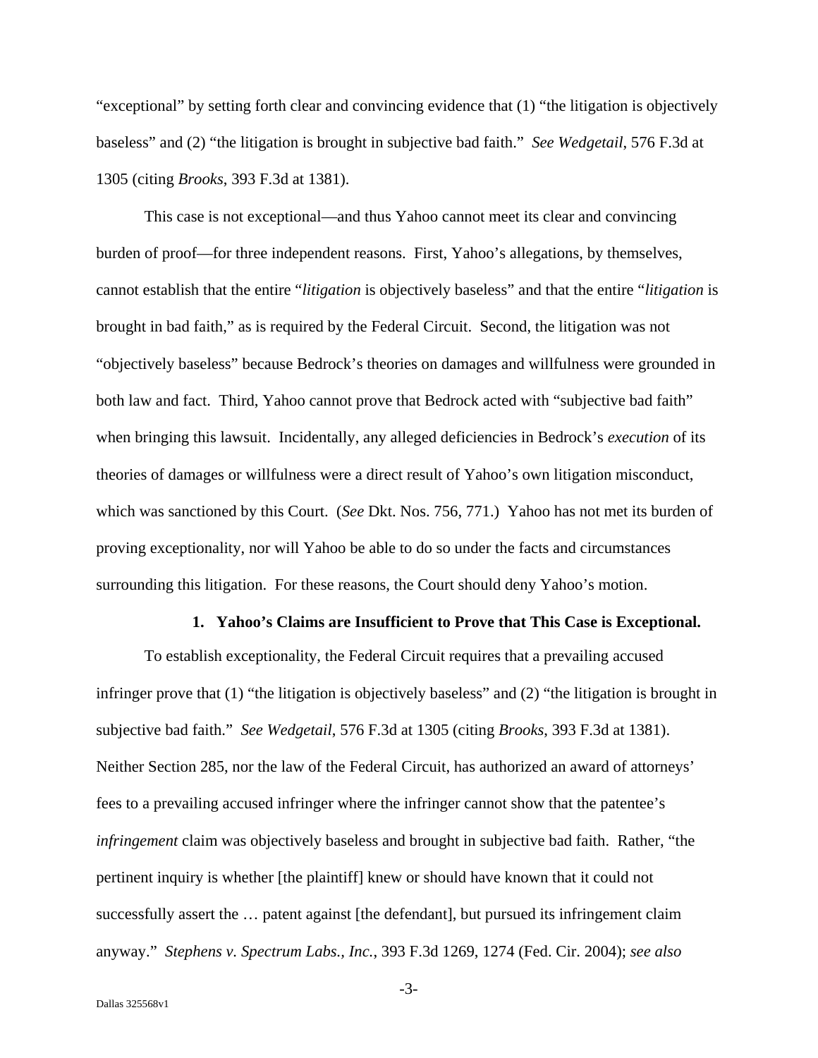"exceptional" by setting forth clear and convincing evidence that (1) "the litigation is objectively baseless" and (2) "the litigation is brought in subjective bad faith." *See Wedgetail*, 576 F.3d at 1305 (citing *Brooks*, 393 F.3d at 1381).

This case is not exceptional—and thus Yahoo cannot meet its clear and convincing burden of proof—for three independent reasons. First, Yahoo's allegations, by themselves, cannot establish that the entire "*litigation* is objectively baseless" and that the entire "*litigation* is brought in bad faith," as is required by the Federal Circuit. Second, the litigation was not "objectively baseless" because Bedrock's theories on damages and willfulness were grounded in both law and fact. Third, Yahoo cannot prove that Bedrock acted with "subjective bad faith" when bringing this lawsuit. Incidentally, any alleged deficiencies in Bedrock's *execution* of its theories of damages or willfulness were a direct result of Yahoo's own litigation misconduct, which was sanctioned by this Court. (*See* Dkt. Nos. 756, 771.) Yahoo has not met its burden of proving exceptionality, nor will Yahoo be able to do so under the facts and circumstances surrounding this litigation. For these reasons, the Court should deny Yahoo's motion.

**1. Yahoo's Claims are Insufficient to Prove that This Case is Exceptional.**

To establish exceptionality, the Federal Circuit requires that a prevailing accused infringer prove that (1) "the litigation is objectively baseless" and (2) "the litigation is brought in subjective bad faith." *See Wedgetail*, 576 F.3d at 1305 (citing *Brooks*, 393 F.3d at 1381). Neither Section 285, nor the law of the Federal Circuit, has authorized an award of attorneys' fees to a prevailing accused infringer where the infringer cannot show that the patentee's *infringement* claim was objectively baseless and brought in subjective bad faith. Rather, "the pertinent inquiry is whether [the plaintiff] knew or should have known that it could not successfully assert the … patent against [the defendant], but pursued its infringement claim anyway." *Stephens v. Spectrum Labs., Inc.*, 393 F.3d 1269, 1274 (Fed. Cir. 2004); *see also*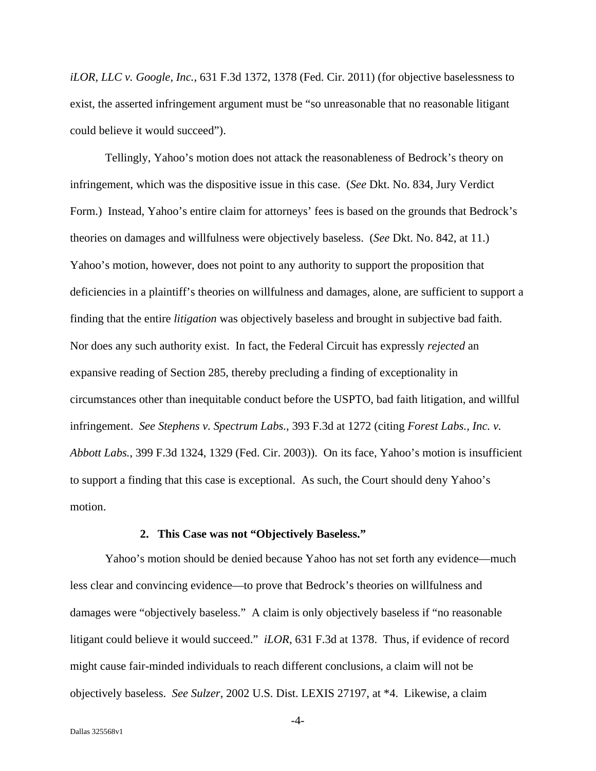*iLOR, LLC v. Google, Inc.*, 631 F.3d 1372, 1378 (Fed. Cir. 2011) (for objective baselessness to exist, the asserted infringement argument must be "so unreasonable that no reasonable litigant could believe it would succeed").

Tellingly, Yahoo's motion does not attack the reasonableness of Bedrock's theory on infringement, which was the dispositive issue in this case. (*See* Dkt. No. 834, Jury Verdict Form.) Instead, Yahoo's entire claim for attorneys' fees is based on the grounds that Bedrock's theories on damages and willfulness were objectively baseless. (*See* Dkt. No. 842, at 11.) Yahoo's motion, however, does not point to any authority to support the proposition that deficiencies in a plaintiff's theories on willfulness and damages, alone, are sufficient to support a finding that the entire *litigation* was objectively baseless and brought in subjective bad faith. Nor does any such authority exist. In fact, the Federal Circuit has expressly *rejected* an expansive reading of Section 285, thereby precluding a finding of exceptionality in circumstances other than inequitable conduct before the USPTO, bad faith litigation, and willful infringement. *See Stephens v. Spectrum Labs.*, 393 F.3d at 1272 (citing *Forest Labs., Inc. v. Abbott Labs.*, 399 F.3d 1324, 1329 (Fed. Cir. 2003)). On its face, Yahoo's motion is insufficient to support a finding that this case is exceptional. As such, the Court should deny Yahoo's motion.

### 2. This Case was not "Objectively Baseless."

Yahoo's motion should be denied because Yahoo has not set forth any evidence—much less clear and convincing evidence—to prove that Bedrock's theories on willfulness and damages were "objectively baseless." A claim is only objectively baseless if "no reasonable litigant could believe it would succeed." *iLOR*, 631 F.3d at 1378. Thus, if evidence of record might cause fair-minded individuals to reach different conclusions, a claim will not be objectively baseless. *See Sulzer*, 2002 U.S. Dist. LEXIS 27197, at *4. Likewise, a claim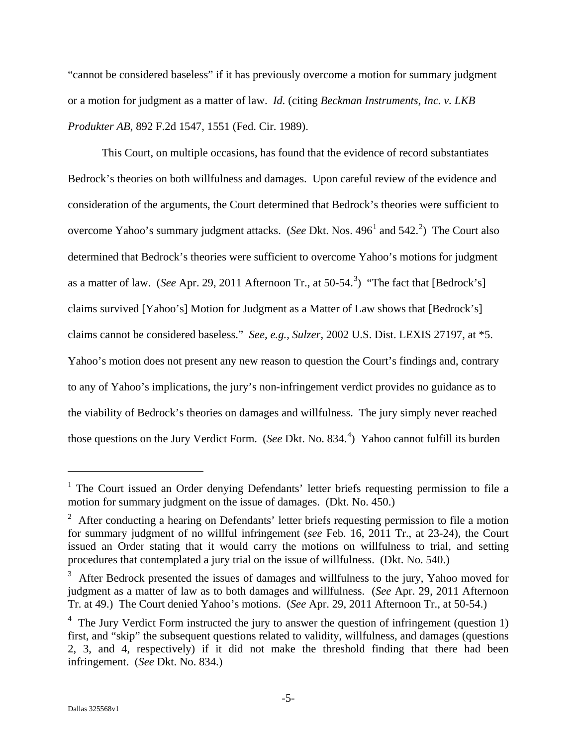"cannot be considered baseless" if it has previously overcome a motion for summary judgment or a motion for judgment as a matter of law. *Id.* (citing *Beckman Instruments, Inc. v. LKB Produkter AB*, 892 F.2d 1547, 1551 (Fed. Cir. 1989).

This Court, on multiple occasions, has found that the evidence of record substantiates Bedrock's theories on both willfulness and damages. Upon careful review of the evidence and consideration of the arguments, the Court determined that Bedrock's theories were sufficient to overcome Yahoo's summary judgment attacks. (*See* Dkt. Nos. 496[1] and 542.[2]) The Court also determined that Bedrock's theories were sufficient to overcome Yahoo's motions for judgment as a matter of law. (*See* Apr. 29, 2011 Afternoon Tr., at 50-54.[3]) "The fact that [Bedrock's] claims survived [Yahoo's] Motion for Judgment as a Matter of Law shows that [Bedrock's] claims cannot be considered baseless." *See, e.g.*, *Sulzer*, 2002 U.S. Dist. LEXIS 27197, at *5. Yahoo's motion does not present any new reason to question the Court's findings and, contrary to any of Yahoo's implications, the jury's non-infringement verdict provides no guidance as to the viability of Bedrock's theories on damages and willfulness. The jury simply never reached those questions on the Jury Verdict Form. (*See* Dkt. No. 834.[4]) Yahoo cannot fulfill its burden

---

[1] The Court issued an Order denying Defendants' letter briefs requesting permission to file a motion for summary judgment on the issue of damages. (Dkt. No. 450.)

[2] After conducting a hearing on Defendants' letter briefs requesting permission to file a motion for summary judgment of no willful infringement (*see* Feb. 16, 2011 Tr., at 23-24), the Court issued an Order stating that it would carry the motions on willfulness to trial, and setting procedures that contemplated a jury trial on the issue of willfulness. (Dkt. No. 540.)

[3] After Bedrock presented the issues of damages and willfulness to the jury, Yahoo moved for judgment as a matter of law as to both damages and willfulness. (*See* Apr. 29, 2011 Afternoon Tr. at 49.) The Court denied Yahoo's motions. (*See* Apr. 29, 2011 Afternoon Tr., at 50-54.)

[4] The Jury Verdict Form instructed the jury to answer the question of infringement (question 1) first, and "skip" the subsequent questions related to validity, willfulness, and damages (questions 2, 3, and 4, respectively) if it did not make the threshold finding that there had been infringement. (*See* Dkt. No. 834.)

Dallas 325568v1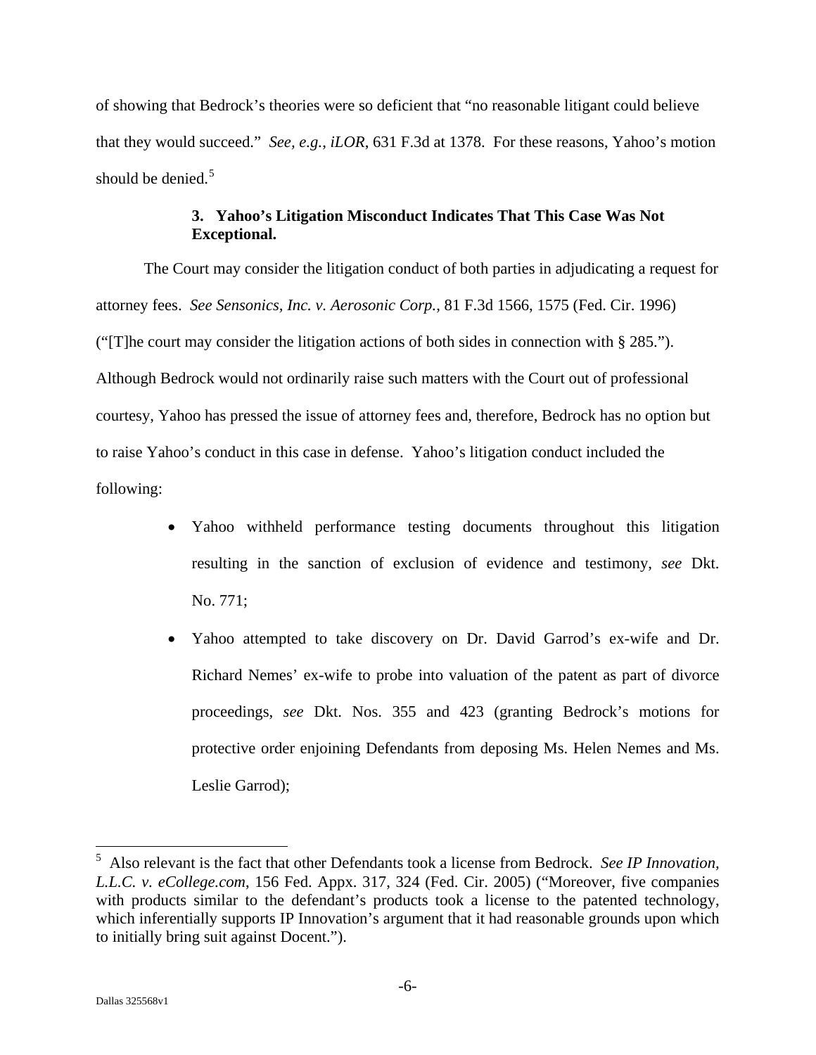of showing that Bedrock's theories were so deficient that "no reasonable litigant could believe that they would succeed." *See, e.g.*, *iLOR*, 631 F.3d at 1378. For these reasons, Yahoo's motion should be denied.[5]

### 3. Yahoo's Litigation Misconduct Indicates That This Case Was Not Exceptional.

The Court may consider the litigation conduct of both parties in adjudicating a request for attorney fees. *See Sensonics, Inc. v. Aerosonic Corp.*, 81 F.3d 1566, 1575 (Fed. Cir. 1996) ("[T]he court may consider the litigation actions of both sides in connection with § 285."). Although Bedrock would not ordinarily raise such matters with the Court out of professional courtesy, Yahoo has pressed the issue of attorney fees and, therefore, Bedrock has no option but to raise Yahoo's conduct in this case in defense. Yahoo's litigation conduct included the following:

- Yahoo withheld performance testing documents throughout this litigation resulting in the sanction of exclusion of evidence and testimony, *see* Dkt. No. 771;
- Yahoo attempted to take discovery on Dr. David Garrod's ex-wife and Dr. Richard Nemes' ex-wife to probe into valuation of the patent as part of divorce proceedings, *see* Dkt. Nos. 355 and 423 (granting Bedrock's motions for protective order enjoining Defendants from deposing Ms. Helen Nemes and Ms. Leslie Garrod);

---

[5] Also relevant is the fact that other Defendants took a license from Bedrock. *See IP Innovation, L.L.C. v. eCollege.com*, 156 Fed. Appx. 317, 324 (Fed. Cir. 2005) ("Moreover, five companies with products similar to the defendant's products took a license to the patented technology, which inferentially supports IP Innovation's argument that it had reasonable grounds upon which to initially bring suit against Docent.").

Dallas 325568v1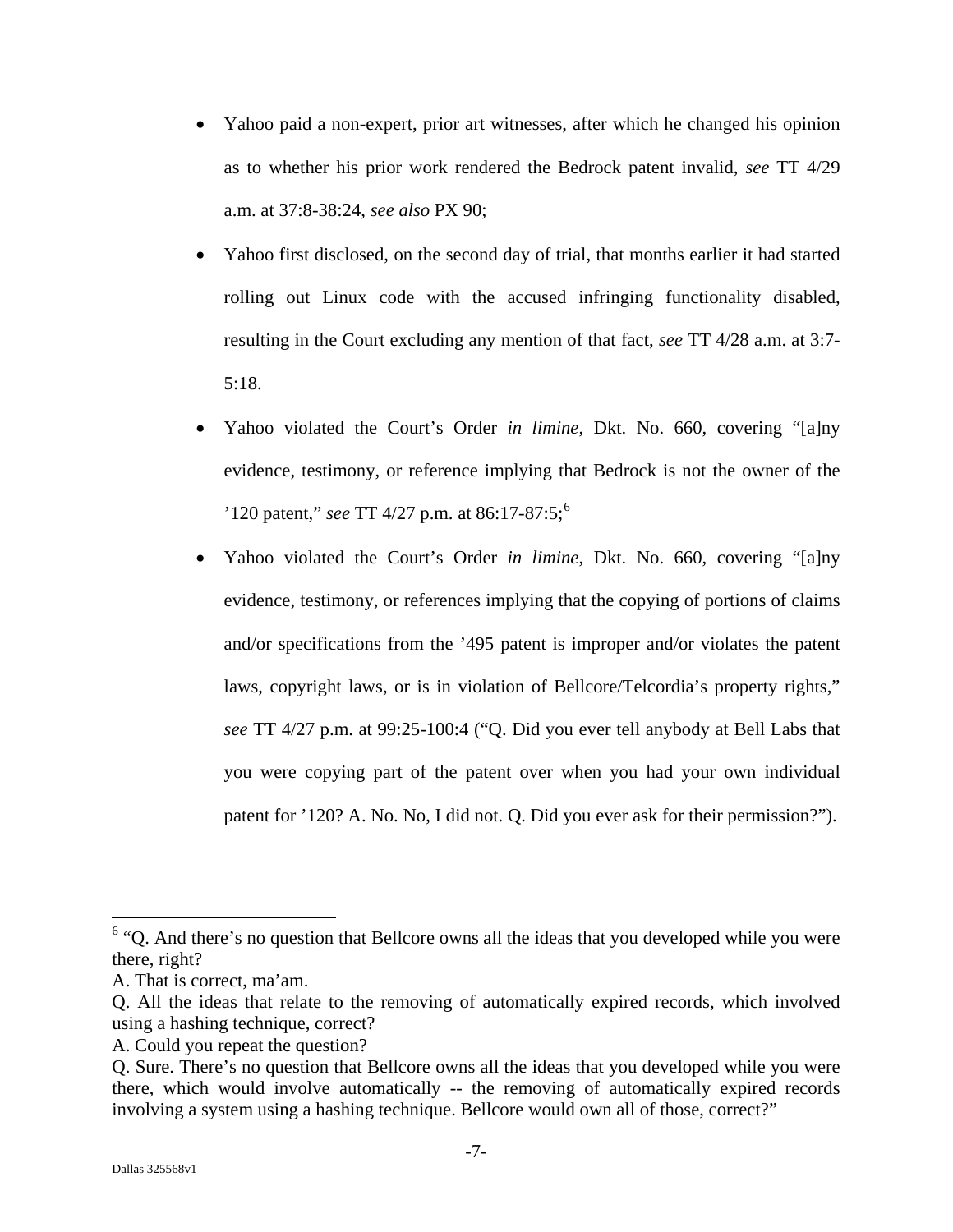- Yahoo paid a non-expert, prior art witnesses, after which he changed his opinion as to whether his prior work rendered the Bedrock patent invalid, *see* TT 4/29 a.m. at 37:8-38:24, *see also* PX 90;
- Yahoo first disclosed, on the second day of trial, that months earlier it had started rolling out Linux code with the accused infringing functionality disabled, resulting in the Court excluding any mention of that fact, *see* TT 4/28 a.m. at 3:7-5:18.
- Yahoo violated the Court's Order *in limine*, Dkt. No. 660, covering "[a]ny evidence, testimony, or reference implying that Bedrock is not the owner of the '120 patent," *see* TT 4/27 p.m. at 86:17-87:5;[6]
- Yahoo violated the Court's Order *in limine*, Dkt. No. 660, covering "[a]ny evidence, testimony, or references implying that the copying of portions of claims and/or specifications from the '495 patent is improper and/or violates the patent laws, copyright laws, or is in violation of Bellcore/Telcordia's property rights," *see* TT 4/27 p.m. at 99:25-100:4 ("Q. Did you ever tell anybody at Bell Labs that you were copying part of the patent over when you had your own individual patent for '120? A. No. No, I did not. Q. Did you ever ask for their permission?").

[6] "Q. And there's no question that Bellcore owns all the ideas that you developed while you were there, right?
A. That is correct, ma'am.
Q. All the ideas that relate to the removing of automatically expired records, which involved using a hashing technique, correct?
A. Could you repeat the question?
Q. Sure. There's no question that Bellcore owns all the ideas that you developed while you were there, which would involve automatically -- the removing of automatically expired records involving a system using a hashing technique. Bellcore would own all of those, correct?"

Dallas 325568v1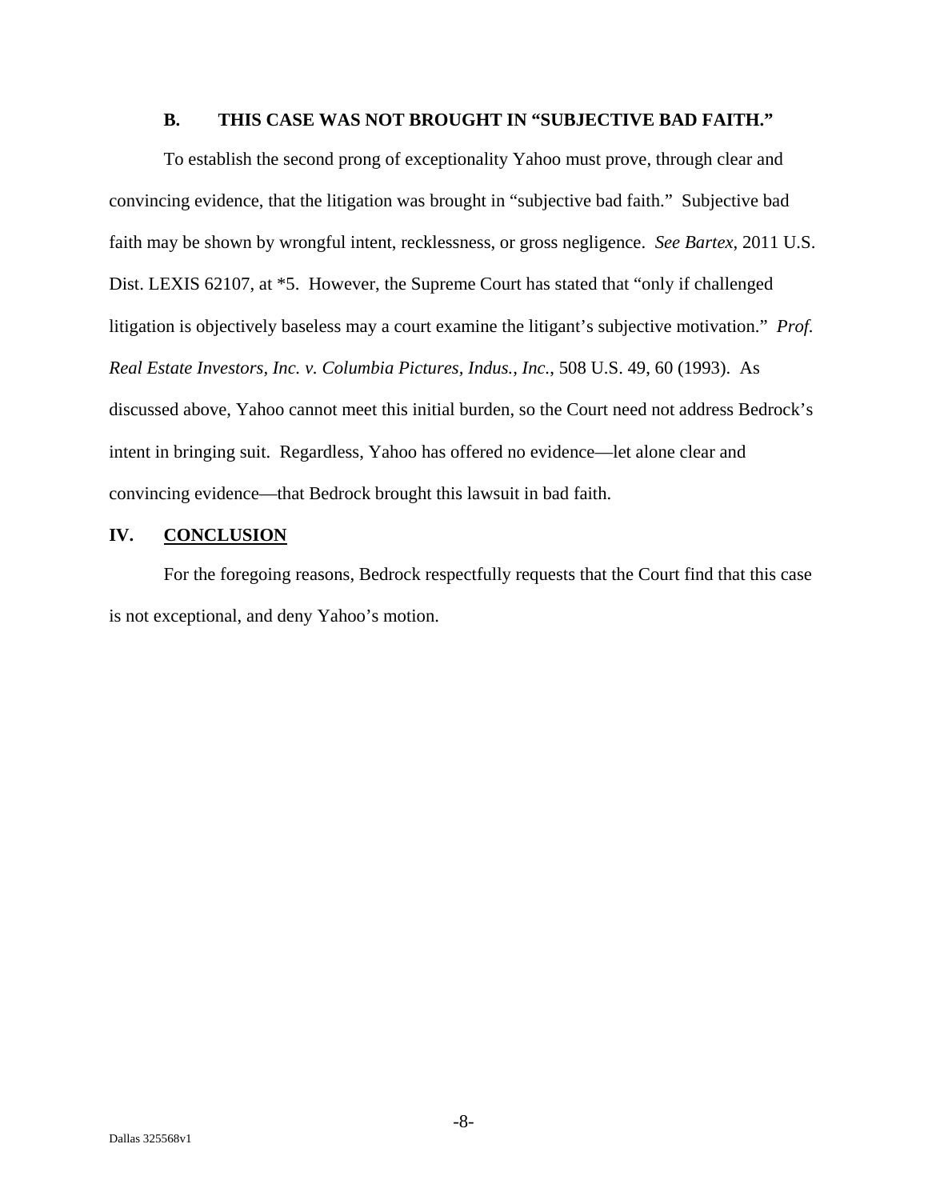### B. THIS CASE WAS NOT BROUGHT IN "SUBJECTIVE BAD FAITH."

To establish the second prong of exceptionality Yahoo must prove, through clear and convincing evidence, that the litigation was brought in "subjective bad faith." Subjective bad faith may be shown by wrongful intent, recklessness, or gross negligence. *See Bartex*, 2011 U.S. Dist. LEXIS 62107, at *5. However, the Supreme Court has stated that "only if challenged litigation is objectively baseless may a court examine the litigant's subjective motivation." *Prof. Real Estate Investors, Inc. v. Columbia Pictures, Indus., Inc.*, 508 U.S. 49, 60 (1993). As discussed above, Yahoo cannot meet this initial burden, so the Court need not address Bedrock's intent in bringing suit. Regardless, Yahoo has offered no evidence—let alone clear and convincing evidence—that Bedrock brought this lawsuit in bad faith.

## IV. CONCLUSION

For the foregoing reasons, Bedrock respectfully requests that the Court find that this case is not exceptional, and deny Yahoo's motion.

Dallas 325568v1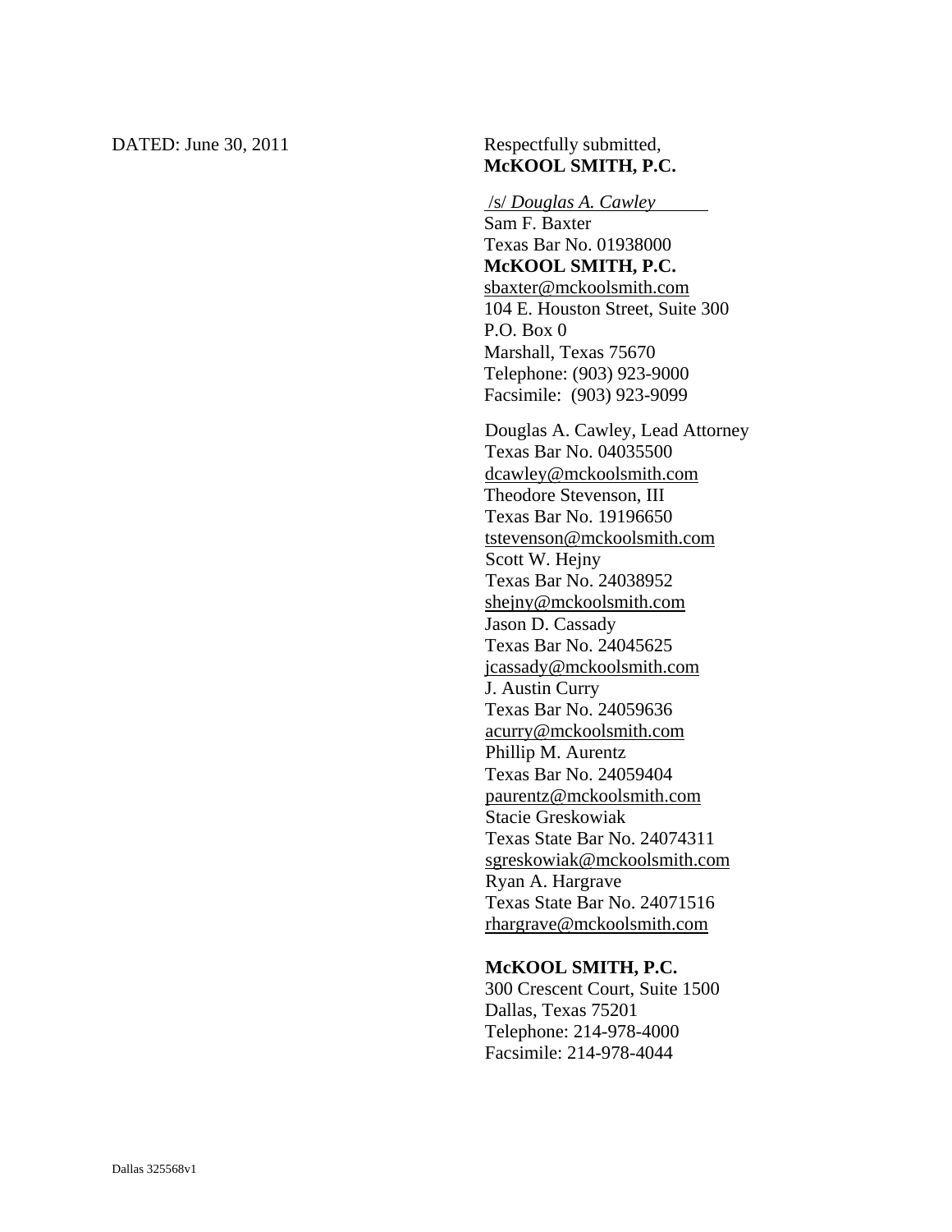DATED: June 30, 2011

Respectfully submitted,
**McKOOL SMITH, P.C.**

/s/ *Douglas A. Cawley*
Sam F. Baxter
Texas Bar No. 01938000
**McKOOL SMITH, P.C.**
sbaxter@mckoolsmith.com
104 E. Houston Street, Suite 300
P.O. Box 0
Marshall, Texas 75670
Telephone: (903) 923-9000
Facsimile: (903) 923-9099

Douglas A. Cawley, Lead Attorney
Texas Bar No. 04035500
dcawley@mckoolsmith.com
Theodore Stevenson, III
Texas Bar No. 19196650
tstevenson@mckoolsmith.com
Scott W. Hejny
Texas Bar No. 24038952
shejny@mckoolsmith.com
Jason D. Cassady
Texas Bar No. 24045625
jcassady@mckoolsmith.com
J. Austin Curry
Texas Bar No. 24059636
acurry@mckoolsmith.com
Phillip M. Aurentz
Texas Bar No. 24059404
paurentz@mckoolsmith.com
Stacie Greskowiak
Texas State Bar No. 24074311
sgreskowiak@mckoolsmith.com
Ryan A. Hargrave
Texas State Bar No. 24071516
rhargrave@mckoolsmith.com

**McKOOL SMITH, P.C.**
300 Crescent Court, Suite 1500
Dallas, Texas 75201
Telephone: 214-978-4000
Facsimile: 214-978-4044

Dallas 325568v1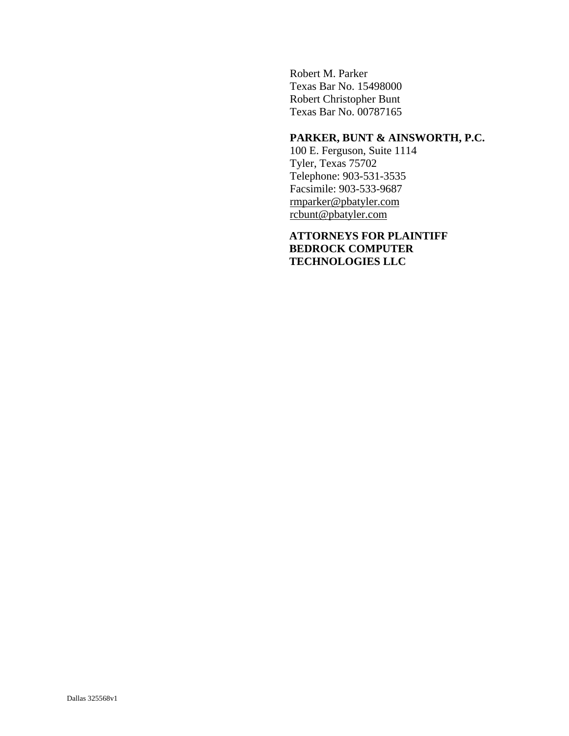Robert M. Parker
Texas Bar No. 15498000
Robert Christopher Bunt
Texas Bar No. 00787165

**PARKER, BUNT & AINSWORTH, P.C.**
100 E. Ferguson, Suite 1114
Tyler, Texas 75702
Telephone: 903-531-3535
Facsimile: 903-533-9687
rmparker@pbatyler.com
rcbunt@pbatyler.com

**ATTORNEYS FOR PLAINTIFF BEDROCK COMPUTER TECHNOLOGIES LLC**

Dallas 325568v1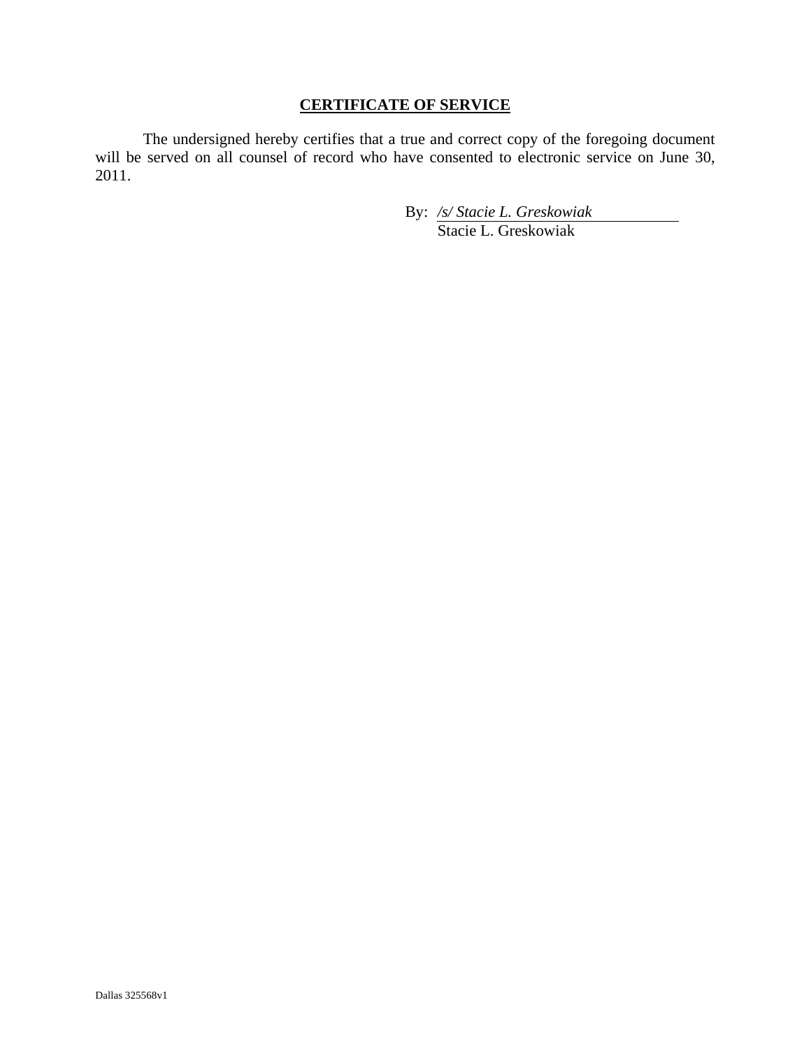## CERTIFICATE OF SERVICE

The undersigned hereby certifies that a true and correct copy of the foregoing document will be served on all counsel of record who have consented to electronic service on June 30, 2011.

By: */s/ Stacie L. Greskowiak*
Stacie L. Greskowiak

Dallas 325568v1